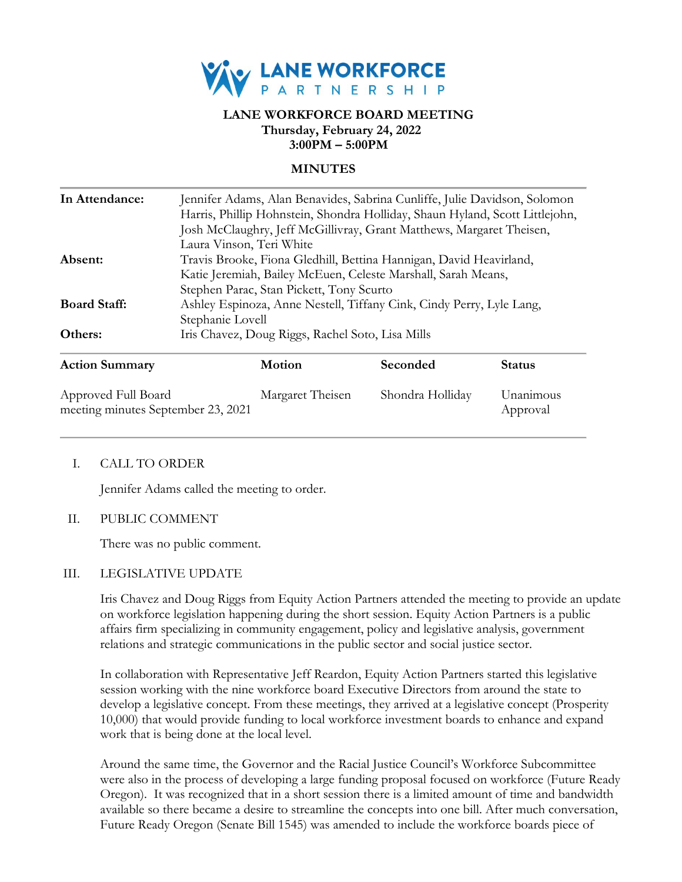**LANE WORKFORCE PARTNERSHIP**

# LANE WORKFORCE BOARD MEETING

**Thursday, February 24, 2022**
**3:00PM – 5:00PM**

## MINUTES

| | |
|---|---|
| **In Attendance:** | Jennifer Adams, Alan Benavides, Sabrina Cunliffe, Julie Davidson, Solomon Harris, Phillip Hohnstein, Shondra Holliday, Shaun Hyland, Scott Littlejohn, Josh McClaughry, Jeff McGillivray, Grant Matthews, Margaret Theisen, Laura Vinson, Teri White |
| **Absent:** | Travis Brooke, Fiona Gledhill, Bettina Hannigan, David Heavirland, Katie Jeremiah, Bailey McEuen, Celeste Marshall, Sarah Means, Stephen Parac, Stan Pickett, Tony Scurto |
| **Board Staff:** | Ashley Espinoza, Anne Nestell, Tiffany Cink, Cindy Perry, Lyle Lang, Stephanie Lovell |
| **Others:** | Iris Chavez, Doug Riggs, Rachel Soto, Lisa Mills |

| Action Summary | Motion | Seconded | Status |
|---|---|---|---|
| Approved Full Board meeting minutes September 23, 2021 | Margaret Theisen | Shondra Holliday | Unanimous Approval |

I. CALL TO ORDER

Jennifer Adams called the meeting to order.

II. PUBLIC COMMENT

There was no public comment.

III. LEGISLATIVE UPDATE

Iris Chavez and Doug Riggs from Equity Action Partners attended the meeting to provide an update on workforce legislation happening during the short session. Equity Action Partners is a public affairs firm specializing in community engagement, policy and legislative analysis, government relations and strategic communications in the public sector and social justice sector.

In collaboration with Representative Jeff Reardon, Equity Action Partners started this legislative session working with the nine workforce board Executive Directors from around the state to develop a legislative concept. From these meetings, they arrived at a legislative concept (Prosperity 10,000) that would provide funding to local workforce investment boards to enhance and expand work that is being done at the local level.

Around the same time, the Governor and the Racial Justice Council's Workforce Subcommittee were also in the process of developing a large funding proposal focused on workforce (Future Ready Oregon). It was recognized that in a short session there is a limited amount of time and bandwidth available so there became a desire to streamline the concepts into one bill. After much conversation, Future Ready Oregon (Senate Bill 1545) was amended to include the workforce boards piece of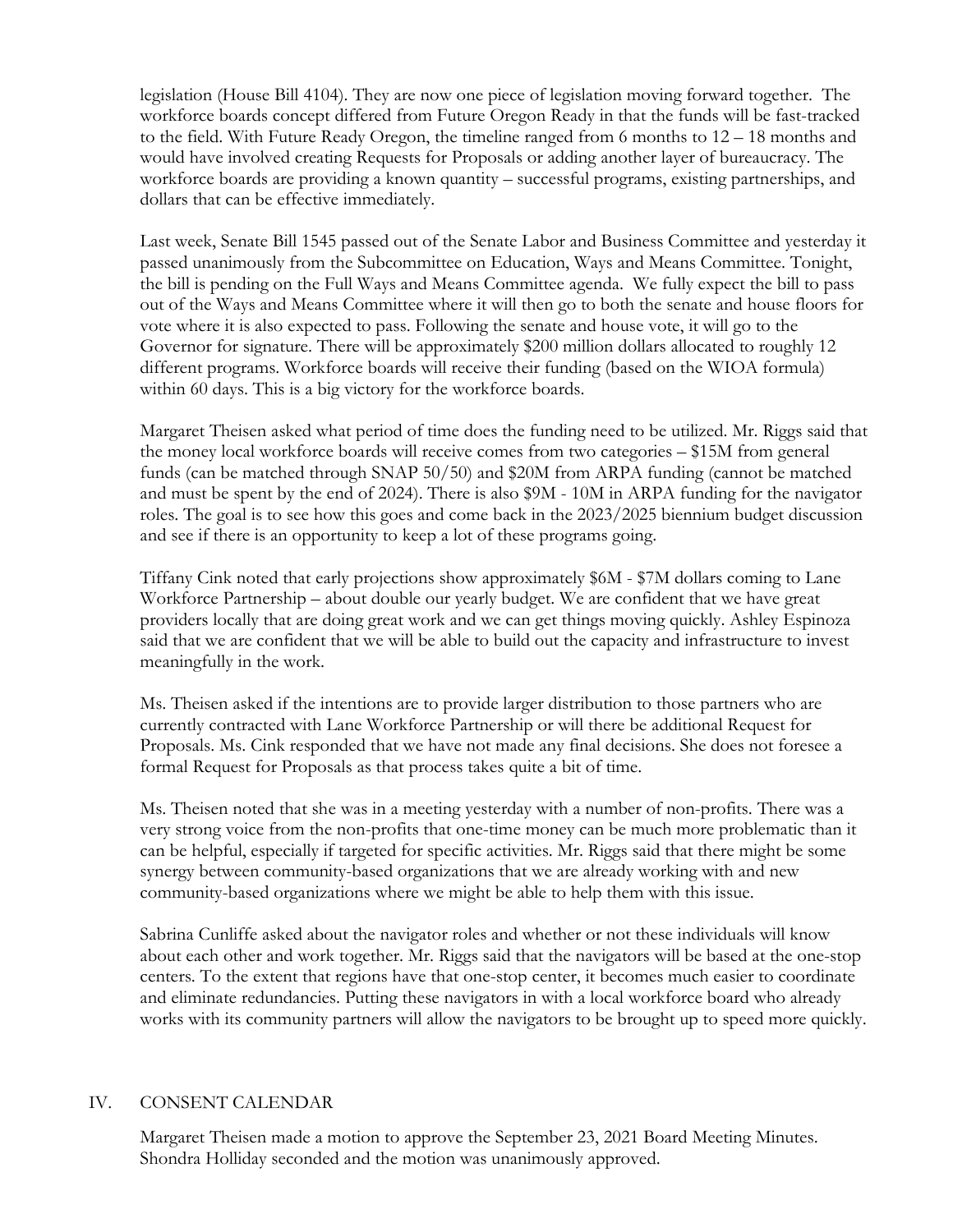legislation (House Bill 4104). They are now one piece of legislation moving forward together. The workforce boards concept differed from Future Oregon Ready in that the funds will be fast-tracked to the field. With Future Ready Oregon, the timeline ranged from 6 months to 12 – 18 months and would have involved creating Requests for Proposals or adding another layer of bureaucracy. The workforce boards are providing a known quantity – successful programs, existing partnerships, and dollars that can be effective immediately.

Last week, Senate Bill 1545 passed out of the Senate Labor and Business Committee and yesterday it passed unanimously from the Subcommittee on Education, Ways and Means Committee. Tonight, the bill is pending on the Full Ways and Means Committee agenda. We fully expect the bill to pass out of the Ways and Means Committee where it will then go to both the senate and house floors for vote where it is also expected to pass. Following the senate and house vote, it will go to the Governor for signature. There will be approximately $200 million dollars allocated to roughly 12 different programs. Workforce boards will receive their funding (based on the WIOA formula) within 60 days. This is a big victory for the workforce boards.

Margaret Theisen asked what period of time does the funding need to be utilized. Mr. Riggs said that the money local workforce boards will receive comes from two categories – $15M from general funds (can be matched through SNAP 50/50) and $20M from ARPA funding (cannot be matched and must be spent by the end of 2024). There is also $9M - 10M in ARPA funding for the navigator roles. The goal is to see how this goes and come back in the 2023/2025 biennium budget discussion and see if there is an opportunity to keep a lot of these programs going.

Tiffany Cink noted that early projections show approximately $6M - $7M dollars coming to Lane Workforce Partnership – about double our yearly budget. We are confident that we have great providers locally that are doing great work and we can get things moving quickly. Ashley Espinoza said that we are confident that we will be able to build out the capacity and infrastructure to invest meaningfully in the work.

Ms. Theisen asked if the intentions are to provide larger distribution to those partners who are currently contracted with Lane Workforce Partnership or will there be additional Request for Proposals. Ms. Cink responded that we have not made any final decisions. She does not foresee a formal Request for Proposals as that process takes quite a bit of time.

Ms. Theisen noted that she was in a meeting yesterday with a number of non-profits. There was a very strong voice from the non-profits that one-time money can be much more problematic than it can be helpful, especially if targeted for specific activities. Mr. Riggs said that there might be some synergy between community-based organizations that we are already working with and new community-based organizations where we might be able to help them with this issue.

Sabrina Cunliffe asked about the navigator roles and whether or not these individuals will know about each other and work together. Mr. Riggs said that the navigators will be based at the one-stop centers. To the extent that regions have that one-stop center, it becomes much easier to coordinate and eliminate redundancies. Putting these navigators in with a local workforce board who already works with its community partners will allow the navigators to be brought up to speed more quickly.

## IV. CONSENT CALENDAR

Margaret Theisen made a motion to approve the September 23, 2021 Board Meeting Minutes. Shondra Holliday seconded and the motion was unanimously approved.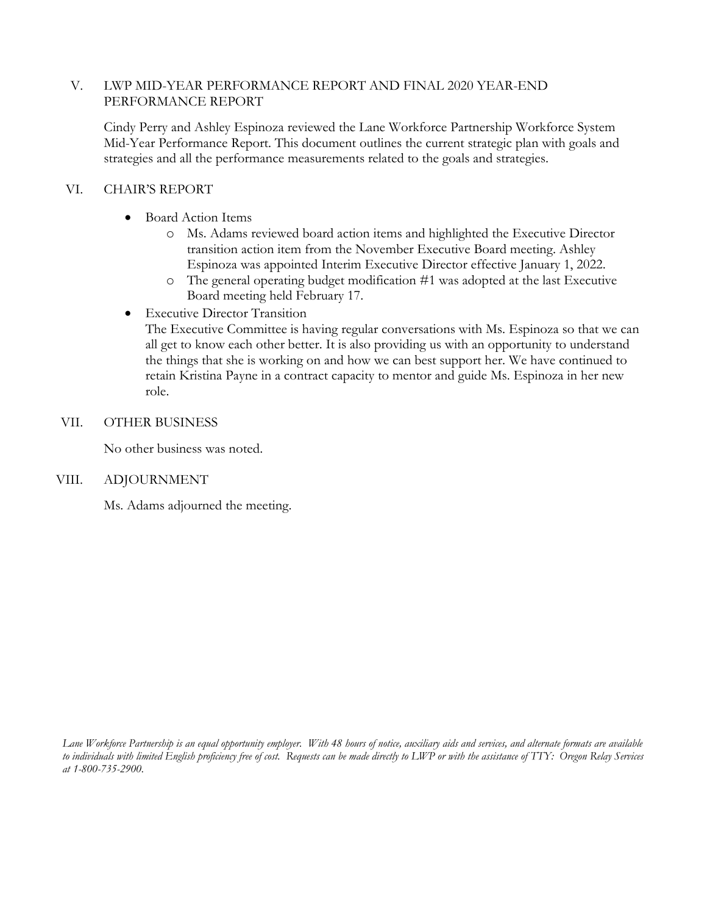## V. LWP MID-YEAR PERFORMANCE REPORT AND FINAL 2020 YEAR-END PERFORMANCE REPORT

Cindy Perry and Ashley Espinoza reviewed the Lane Workforce Partnership Workforce System Mid-Year Performance Report. This document outlines the current strategic plan with goals and strategies and all the performance measurements related to the goals and strategies.

## VI. CHAIR'S REPORT

- Board Action Items
  - Ms. Adams reviewed board action items and highlighted the Executive Director transition action item from the November Executive Board meeting. Ashley Espinoza was appointed Interim Executive Director effective January 1, 2022.
  - The general operating budget modification #1 was adopted at the last Executive Board meeting held February 17.
- Executive Director Transition
  The Executive Committee is having regular conversations with Ms. Espinoza so that we can all get to know each other better. It is also providing us with an opportunity to understand the things that she is working on and how we can best support her. We have continued to retain Kristina Payne in a contract capacity to mentor and guide Ms. Espinoza in her new role.

## VII. OTHER BUSINESS

No other business was noted.

## VIII. ADJOURNMENT

Ms. Adams adjourned the meeting.

*Lane Workforce Partnership is an equal opportunity employer. With 48 hours of notice, auxiliary aids and services, and alternate formats are available to individuals with limited English proficiency free of cost. Requests can be made directly to LWP or with the assistance of TTY: Oregon Relay Services at 1-800-735-2900.*